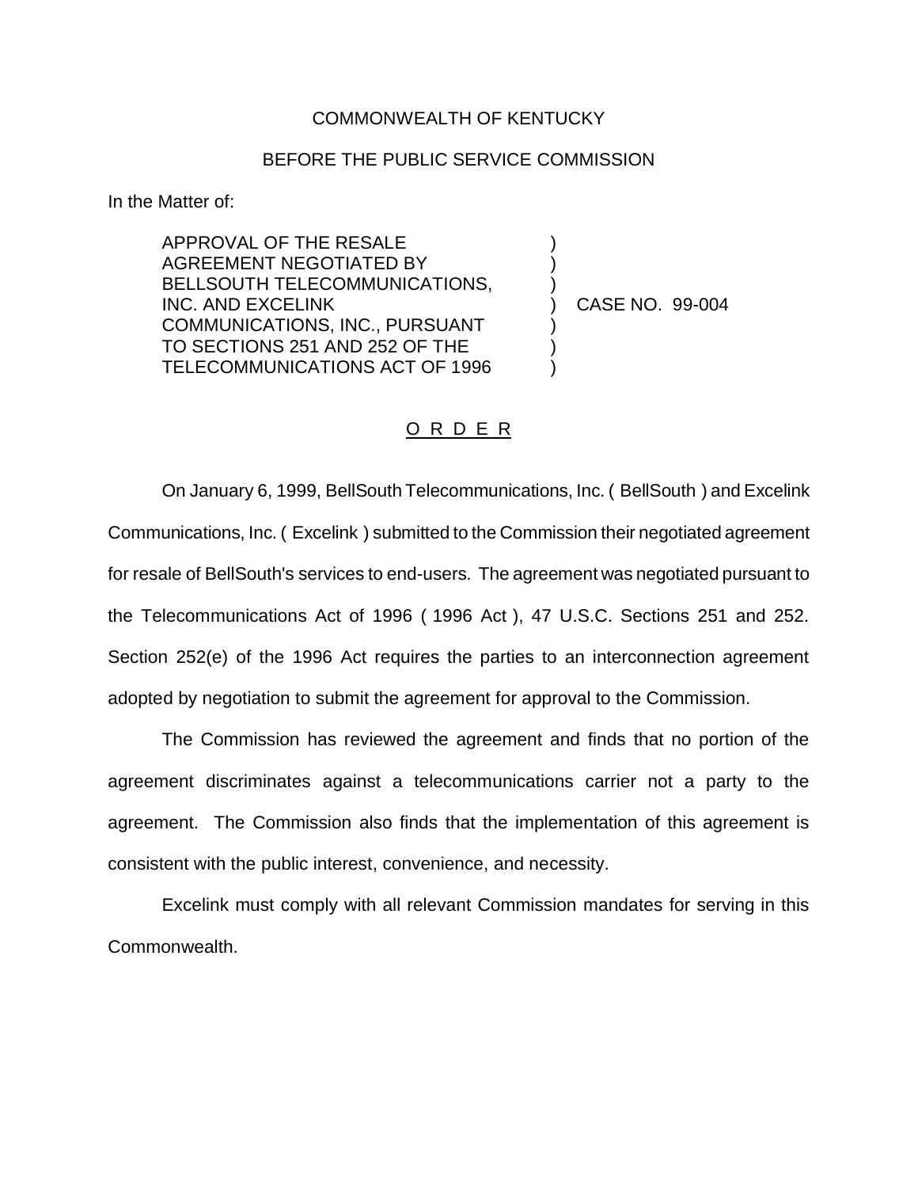COMMONWEALTH OF KENTUCKY

BEFORE THE PUBLIC SERVICE COMMISSION

In the Matter of:

APPROVAL OF THE RESALE AGREEMENT NEGOTIATED BY BELLSOUTH TELECOMMUNICATIONS, INC. AND EXCELINK COMMUNICATIONS, INC., PURSUANT TO SECTIONS 251 AND 252 OF THE TELECOMMUNICATIONS ACT OF 1996 ) CASE NO. 99-004

O R D E R

On January 6, 1999, BellSouth Telecommunications, Inc. ( BellSouth ) and Excelink Communications, Inc. ( Excelink ) submitted to the Commission their negotiated agreement for resale of BellSouth's services to end-users. The agreement was negotiated pursuant to the Telecommunications Act of 1996 ( 1996 Act ), 47 U.S.C. Sections 251 and 252. Section 252(e) of the 1996 Act requires the parties to an interconnection agreement adopted by negotiation to submit the agreement for approval to the Commission.

The Commission has reviewed the agreement and finds that no portion of the agreement discriminates against a telecommunications carrier not a party to the agreement. The Commission also finds that the implementation of this agreement is consistent with the public interest, convenience, and necessity.

Excelink must comply with all relevant Commission mandates for serving in this Commonwealth.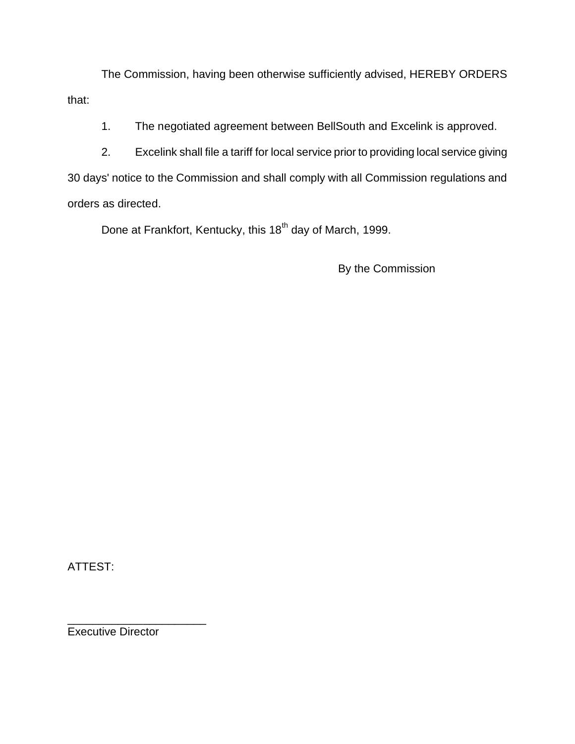The Commission, having been otherwise sufficiently advised, HEREBY ORDERS that:

1. The negotiated agreement between BellSouth and Excelink is approved.

2. Excelink shall file a tariff for local service prior to providing local service giving 30 days' notice to the Commission and shall comply with all Commission regulations and orders as directed.

Done at Frankfort, Kentucky, this 18th day of March, 1999.

By the Commission

ATTEST:

______________________

Executive Director